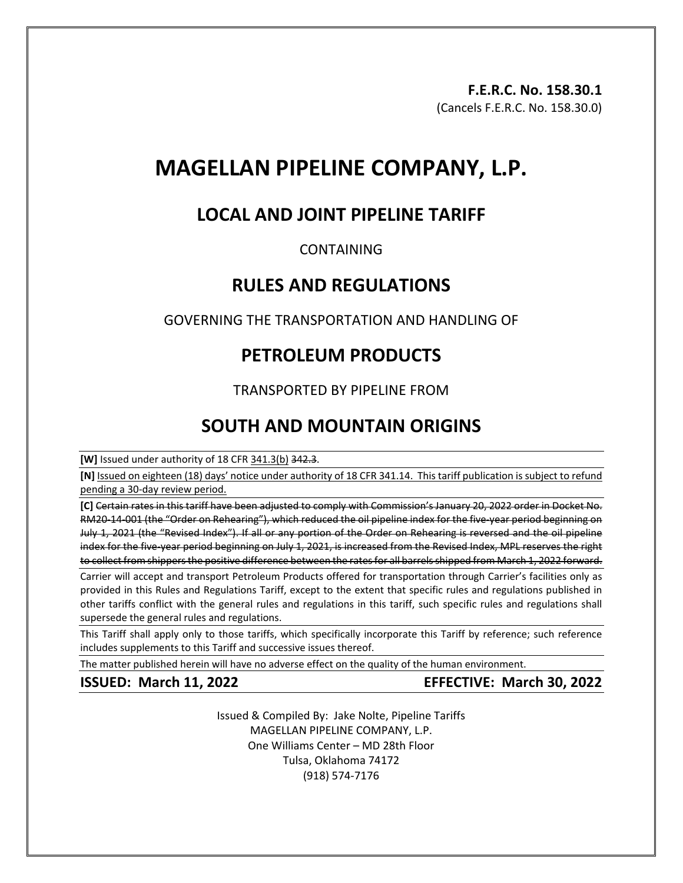**F.E.R.C. No. 158.30.1**
(Cancels F.E.R.C. No. 158.30.0)

# MAGELLAN PIPELINE COMPANY, L.P.

## LOCAL AND JOINT PIPELINE TARIFF

CONTAINING

## RULES AND REGULATIONS

GOVERNING THE TRANSPORTATION AND HANDLING OF

## PETROLEUM PRODUCTS

TRANSPORTED BY PIPELINE FROM

## SOUTH AND MOUNTAIN ORIGINS

**[W]** Issued under authority of 18 CFR <u>341.3(b)</u> ~~342.3~~.

**[N]** <u>Issued on eighteen (18) days' notice under authority of 18 CFR 341.14. This tariff publication is subject to refund pending a 30-day review period.</u>

**[C]** ~~Certain rates in this tariff have been adjusted to comply with Commission's January 20, 2022 order in Docket No. RM20-14-001 (the "Order on Rehearing"), which reduced the oil pipeline index for the five-year period beginning on July 1, 2021 (the "Revised Index"). If all or any portion of the Order on Rehearing is reversed and the oil pipeline index for the five-year period beginning on July 1, 2021, is increased from the Revised Index, MPL reserves the right to collect from shippers the positive difference between the rates for all barrels shipped from March 1, 2022 forward.~~

Carrier will accept and transport Petroleum Products offered for transportation through Carrier's facilities only as provided in this Rules and Regulations Tariff, except to the extent that specific rules and regulations published in other tariffs conflict with the general rules and regulations in this tariff, such specific rules and regulations shall supersede the general rules and regulations.

This Tariff shall apply only to those tariffs, which specifically incorporate this Tariff by reference; such reference includes supplements to this Tariff and successive issues thereof.

The matter published herein will have no adverse effect on the quality of the human environment.

**ISSUED: March 11, 2022** **EFFECTIVE: March 30, 2022**

Issued & Compiled By: Jake Nolte, Pipeline Tariffs
MAGELLAN PIPELINE COMPANY, L.P.
One Williams Center – MD 28th Floor
Tulsa, Oklahoma 74172
(918) 574-7176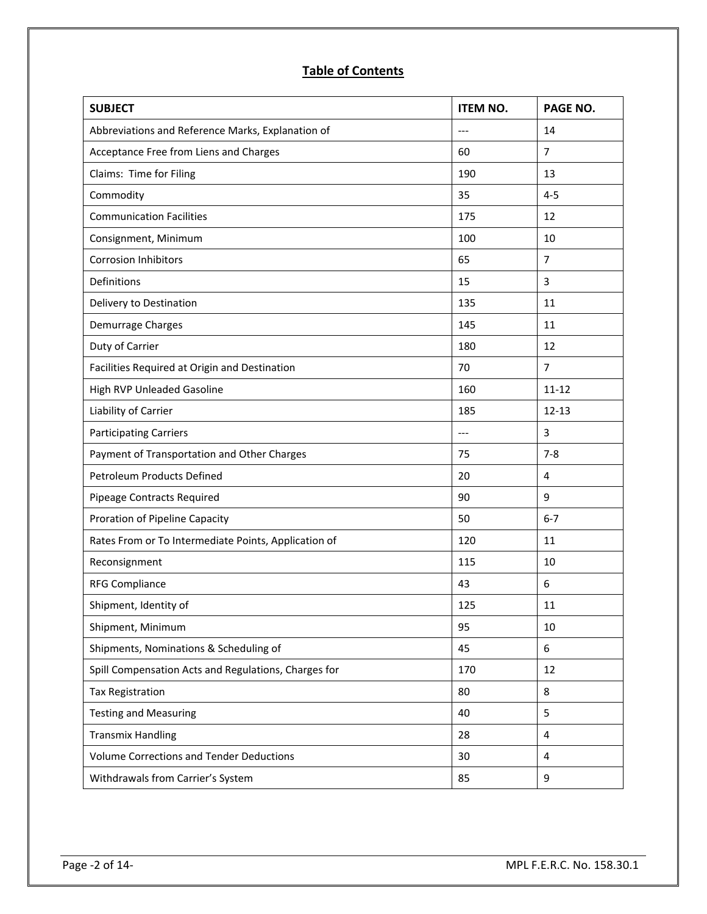## Table of Contents

| SUBJECT | ITEM NO. | PAGE NO. |
|---|---|---|
| Abbreviations and Reference Marks, Explanation of | --- | 14 |
| Acceptance Free from Liens and Charges | 60 | 7 |
| Claims: Time for Filing | 190 | 13 |
| Commodity | 35 | 4-5 |
| Communication Facilities | 175 | 12 |
| Consignment, Minimum | 100 | 10 |
| Corrosion Inhibitors | 65 | 7 |
| Definitions | 15 | 3 |
| Delivery to Destination | 135 | 11 |
| Demurrage Charges | 145 | 11 |
| Duty of Carrier | 180 | 12 |
| Facilities Required at Origin and Destination | 70 | 7 |
| High RVP Unleaded Gasoline | 160 | 11-12 |
| Liability of Carrier | 185 | 12-13 |
| Participating Carriers | --- | 3 |
| Payment of Transportation and Other Charges | 75 | 7-8 |
| Petroleum Products Defined | 20 | 4 |
| Pipeage Contracts Required | 90 | 9 |
| Proration of Pipeline Capacity | 50 | 6-7 |
| Rates From or To Intermediate Points, Application of | 120 | 11 |
| Reconsignment | 115 | 10 |
| RFG Compliance | 43 | 6 |
| Shipment, Identity of | 125 | 11 |
| Shipment, Minimum | 95 | 10 |
| Shipments, Nominations & Scheduling of | 45 | 6 |
| Spill Compensation Acts and Regulations, Charges for | 170 | 12 |
| Tax Registration | 80 | 8 |
| Testing and Measuring | 40 | 5 |
| Transmix Handling | 28 | 4 |
| Volume Corrections and Tender Deductions | 30 | 4 |
| Withdrawals from Carrier's System | 85 | 9 |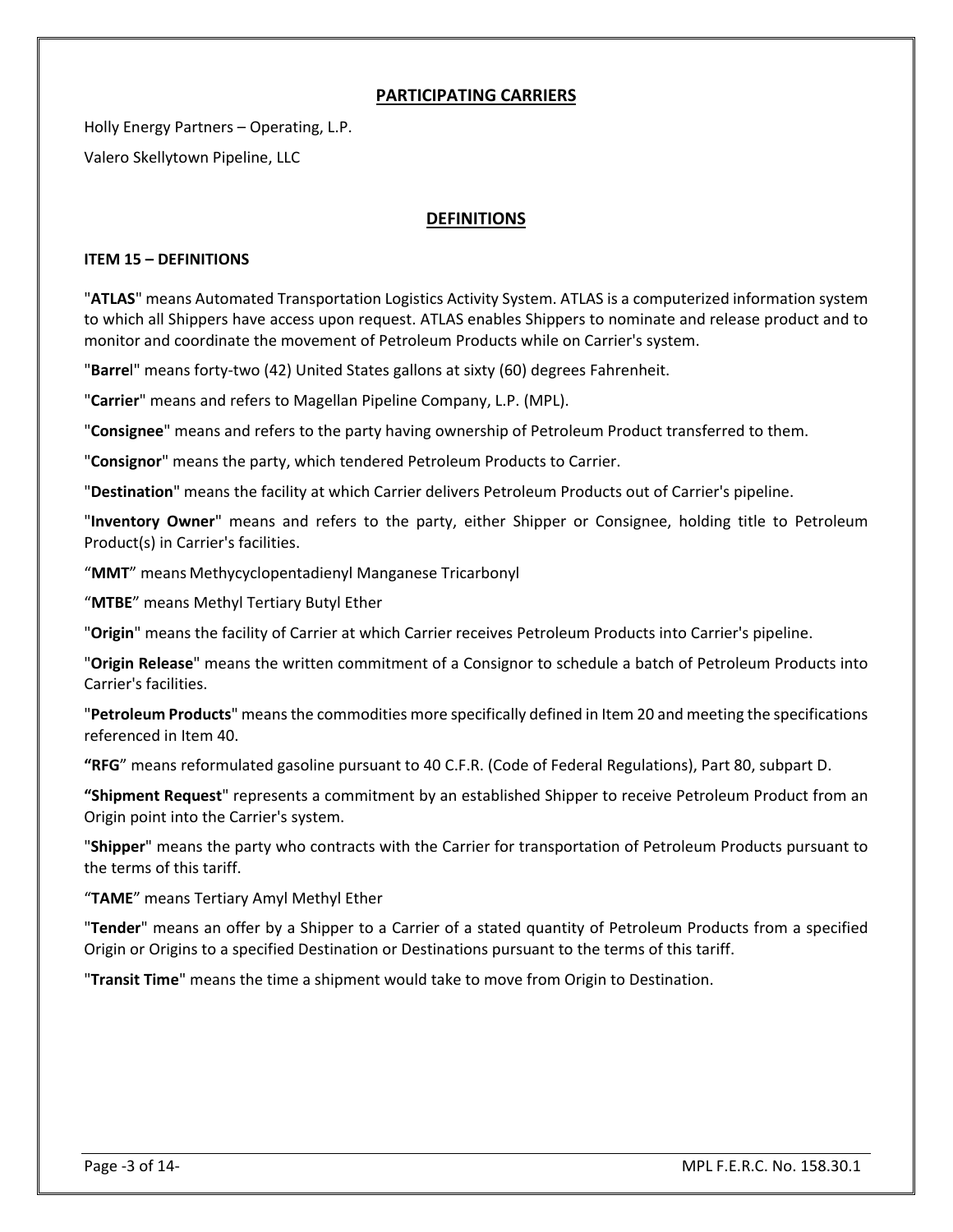## PARTICIPATING CARRIERS

Holly Energy Partners – Operating, L.P.

Valero Skellytown Pipeline, LLC

## DEFINITIONS

### ITEM 15 – DEFINITIONS

"**ATLAS**" means Automated Transportation Logistics Activity System. ATLAS is a computerized information system to which all Shippers have access upon request. ATLAS enables Shippers to nominate and release product and to monitor and coordinate the movement of Petroleum Products while on Carrier's system.

"**Barre**l" means forty-two (42) United States gallons at sixty (60) degrees Fahrenheit.

"**Carrier**" means and refers to Magellan Pipeline Company, L.P. (MPL).

"**Consignee**" means and refers to the party having ownership of Petroleum Product transferred to them.

"**Consignor**" means the party, which tendered Petroleum Products to Carrier.

"**Destination**" means the facility at which Carrier delivers Petroleum Products out of Carrier's pipeline.

"**Inventory Owner**" means and refers to the party, either Shipper or Consignee, holding title to Petroleum Product(s) in Carrier's facilities.

"**MMT**" means Methycyclopentadienyl Manganese Tricarbonyl

"**MTBE**" means Methyl Tertiary Butyl Ether

"**Origin**" means the facility of Carrier at which Carrier receives Petroleum Products into Carrier's pipeline.

"**Origin Release**" means the written commitment of a Consignor to schedule a batch of Petroleum Products into Carrier's facilities.

"**Petroleum Products**" means the commodities more specifically defined in Item 20 and meeting the specifications referenced in Item 40.

**"RFG**" means reformulated gasoline pursuant to 40 C.F.R. (Code of Federal Regulations), Part 80, subpart D.

**"Shipment Request**" represents a commitment by an established Shipper to receive Petroleum Product from an Origin point into the Carrier's system.

"**Shipper**" means the party who contracts with the Carrier for transportation of Petroleum Products pursuant to the terms of this tariff.

"**TAME**" means Tertiary Amyl Methyl Ether

"**Tender**" means an offer by a Shipper to a Carrier of a stated quantity of Petroleum Products from a specified Origin or Origins to a specified Destination or Destinations pursuant to the terms of this tariff.

"**Transit Time**" means the time a shipment would take to move from Origin to Destination.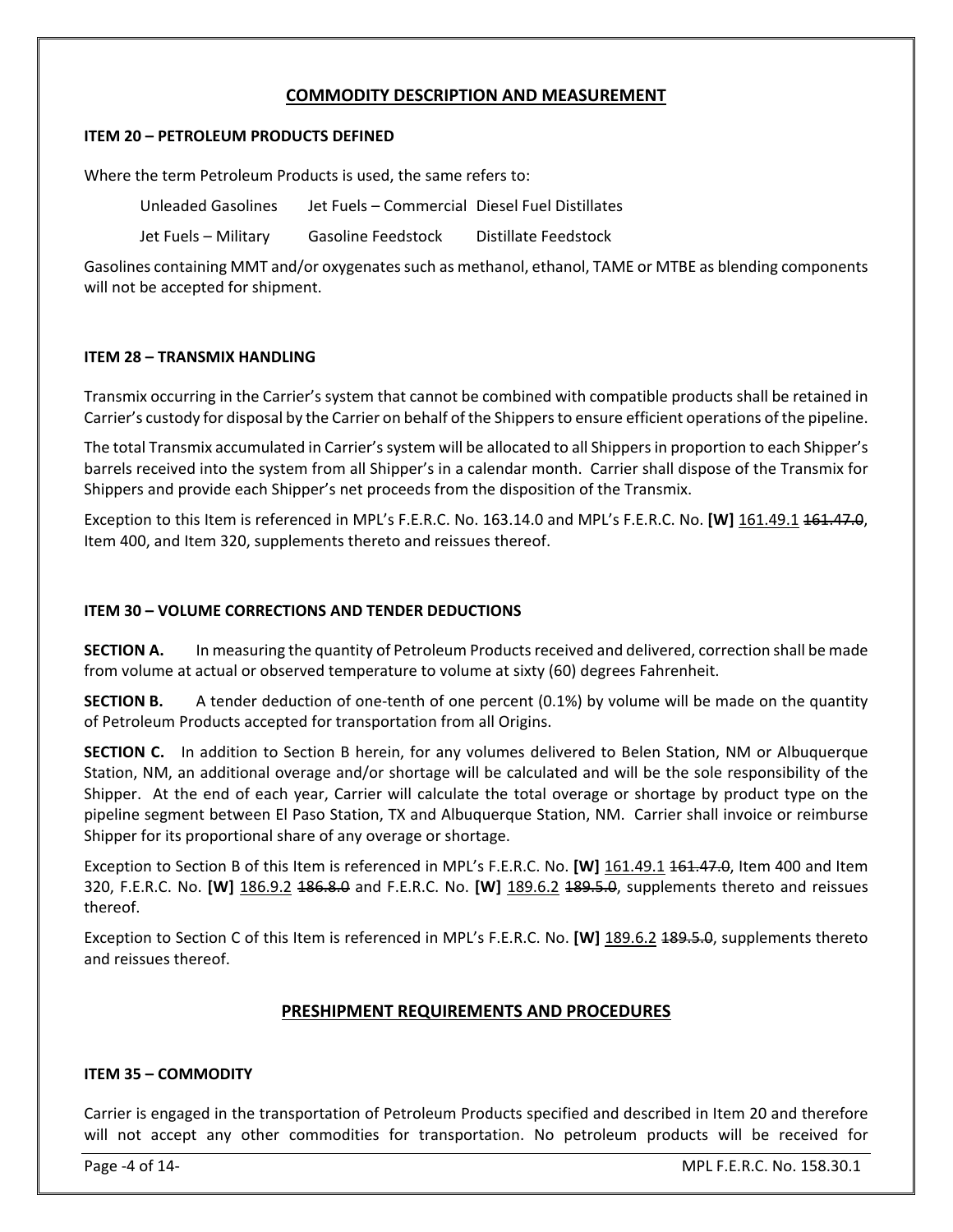## COMMODITY DESCRIPTION AND MEASUREMENT

### ITEM 20 – PETROLEUM PRODUCTS DEFINED

Where the term Petroleum Products is used, the same refers to:

| | | |
|---|---|---|
| Unleaded Gasolines | Jet Fuels – Commercial | Diesel Fuel Distillates |
| Jet Fuels – Military | Gasoline Feedstock | Distillate Feedstock |

Gasolines containing MMT and/or oxygenates such as methanol, ethanol, TAME or MTBE as blending components will not be accepted for shipment.

### ITEM 28 – TRANSMIX HANDLING

Transmix occurring in the Carrier's system that cannot be combined with compatible products shall be retained in Carrier's custody for disposal by the Carrier on behalf of the Shippers to ensure efficient operations of the pipeline.

The total Transmix accumulated in Carrier's system will be allocated to all Shippers in proportion to each Shipper's barrels received into the system from all Shipper's in a calendar month. Carrier shall dispose of the Transmix for Shippers and provide each Shipper's net proceeds from the disposition of the Transmix.

Exception to this Item is referenced in MPL's F.E.R.C. No. 163.14.0 and MPL's F.E.R.C. No. **[W]** 161.49.1 ~~161.47.0~~, Item 400, and Item 320, supplements thereto and reissues thereof.

### ITEM 30 – VOLUME CORRECTIONS AND TENDER DEDUCTIONS

**SECTION A.** In measuring the quantity of Petroleum Products received and delivered, correction shall be made from volume at actual or observed temperature to volume at sixty (60) degrees Fahrenheit.

**SECTION B.** A tender deduction of one-tenth of one percent (0.1%) by volume will be made on the quantity of Petroleum Products accepted for transportation from all Origins.

**SECTION C.** In addition to Section B herein, for any volumes delivered to Belen Station, NM or Albuquerque Station, NM, an additional overage and/or shortage will be calculated and will be the sole responsibility of the Shipper. At the end of each year, Carrier will calculate the total overage or shortage by product type on the pipeline segment between El Paso Station, TX and Albuquerque Station, NM. Carrier shall invoice or reimburse Shipper for its proportional share of any overage or shortage.

Exception to Section B of this Item is referenced in MPL's F.E.R.C. No. **[W]** 161.49.1 ~~161.47.0~~, Item 400 and Item 320, F.E.R.C. No. **[W]** 186.9.2 ~~186.8.0~~ and F.E.R.C. No. **[W]** 189.6.2 ~~189.5.0~~, supplements thereto and reissues thereof.

Exception to Section C of this Item is referenced in MPL's F.E.R.C. No. **[W]** 189.6.2 ~~189.5.0~~, supplements thereto and reissues thereof.

## PRESHIPMENT REQUIREMENTS AND PROCEDURES

### ITEM 35 – COMMODITY

Carrier is engaged in the transportation of Petroleum Products specified and described in Item 20 and therefore will not accept any other commodities for transportation. No petroleum products will be received for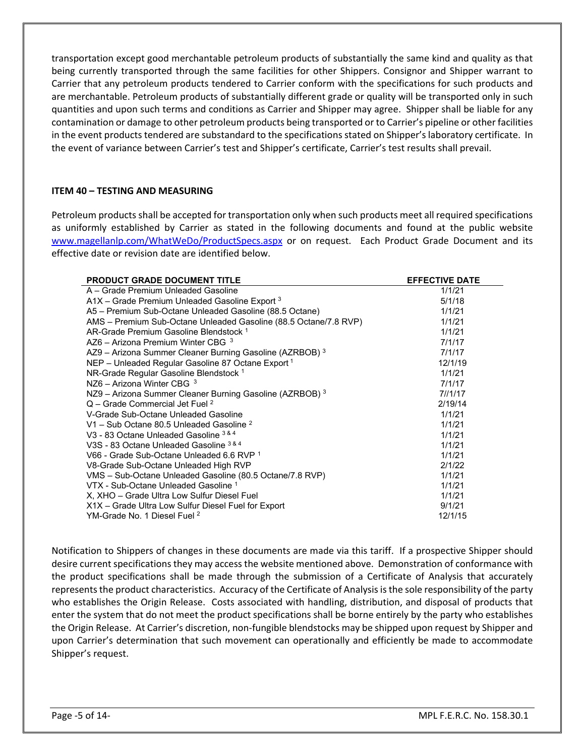transportation except good merchantable petroleum products of substantially the same kind and quality as that being currently transported through the same facilities for other Shippers. Consignor and Shipper warrant to Carrier that any petroleum products tendered to Carrier conform with the specifications for such products and are merchantable. Petroleum products of substantially different grade or quality will be transported only in such quantities and upon such terms and conditions as Carrier and Shipper may agree. Shipper shall be liable for any contamination or damage to other petroleum products being transported or to Carrier's pipeline or other facilities in the event products tendered are substandard to the specifications stated on Shipper's laboratory certificate. In the event of variance between Carrier's test and Shipper's certificate, Carrier's test results shall prevail.

**ITEM 40 – TESTING AND MEASURING**

Petroleum products shall be accepted for transportation only when such products meet all required specifications as uniformly established by Carrier as stated in the following documents and found at the public website [www.magellanlp.com/WhatWeDo/ProductSpecs.aspx](www.magellanlp.com/WhatWeDo/ProductSpecs.aspx) or on request. Each Product Grade Document and its effective date or revision date are identified below.

| PRODUCT GRADE DOCUMENT TITLE | EFFECTIVE DATE |
|---|---|
| A – Grade Premium Unleaded Gasoline | 1/1/21 |
| A1X – Grade Premium Unleaded Gasoline Export [3] | 5/1/18 |
| A5 – Premium Sub-Octane Unleaded Gasoline (88.5 Octane) | 1/1/21 |
| AMS – Premium Sub-Octane Unleaded Gasoline (88.5 Octane/7.8 RVP) | 1/1/21 |
| AR-Grade Premium Gasoline Blendstock [1] | 1/1/21 |
| AZ6 – Arizona Premium Winter CBG [3] | 7/1/17 |
| AZ9 – Arizona Summer Cleaner Burning Gasoline (AZRBOB) [3] | 7/1/17 |
| NEP – Unleaded Regular Gasoline 87 Octane Export [1] | 12/1/19 |
| NR-Grade Regular Gasoline Blendstock [1] | 1/1/21 |
| NZ6 – Arizona Winter CBG [3] | 7/1/17 |
| NZ9 – Arizona Summer Cleaner Burning Gasoline (AZRBOB) [3] | 7//1/17 |
| Q – Grade Commercial Jet Fuel [2] | 2/19/14 |
| V-Grade Sub-Octane Unleaded Gasoline | 1/1/21 |
| V1 – Sub Octane 80.5 Unleaded Gasoline [2] | 1/1/21 |
| V3 - 83 Octane Unleaded Gasoline [3 & 4] | 1/1/21 |
| V3S - 83 Octane Unleaded Gasoline [3 & 4] | 1/1/21 |
| V66 - Grade Sub-Octane Unleaded 6.6 RVP [1] | 1/1/21 |
| V8-Grade Sub-Octane Unleaded High RVP | 2/1/22 |
| VMS – Sub-Octane Unleaded Gasoline (80.5 Octane/7.8 RVP) | 1/1/21 |
| VTX - Sub-Octane Unleaded Gasoline [1] | 1/1/21 |
| X, XHO – Grade Ultra Low Sulfur Diesel Fuel | 1/1/21 |
| X1X – Grade Ultra Low Sulfur Diesel Fuel for Export | 9/1/21 |
| YM-Grade No. 1 Diesel Fuel [2] | 12/1/15 |

Notification to Shippers of changes in these documents are made via this tariff. If a prospective Shipper should desire current specifications they may access the website mentioned above. Demonstration of conformance with the product specifications shall be made through the submission of a Certificate of Analysis that accurately represents the product characteristics. Accuracy of the Certificate of Analysis is the sole responsibility of the party who establishes the Origin Release. Costs associated with handling, distribution, and disposal of products that enter the system that do not meet the product specifications shall be borne entirely by the party who establishes the Origin Release. At Carrier's discretion, non-fungible blendstocks may be shipped upon request by Shipper and upon Carrier's determination that such movement can operationally and efficiently be made to accommodate Shipper's request.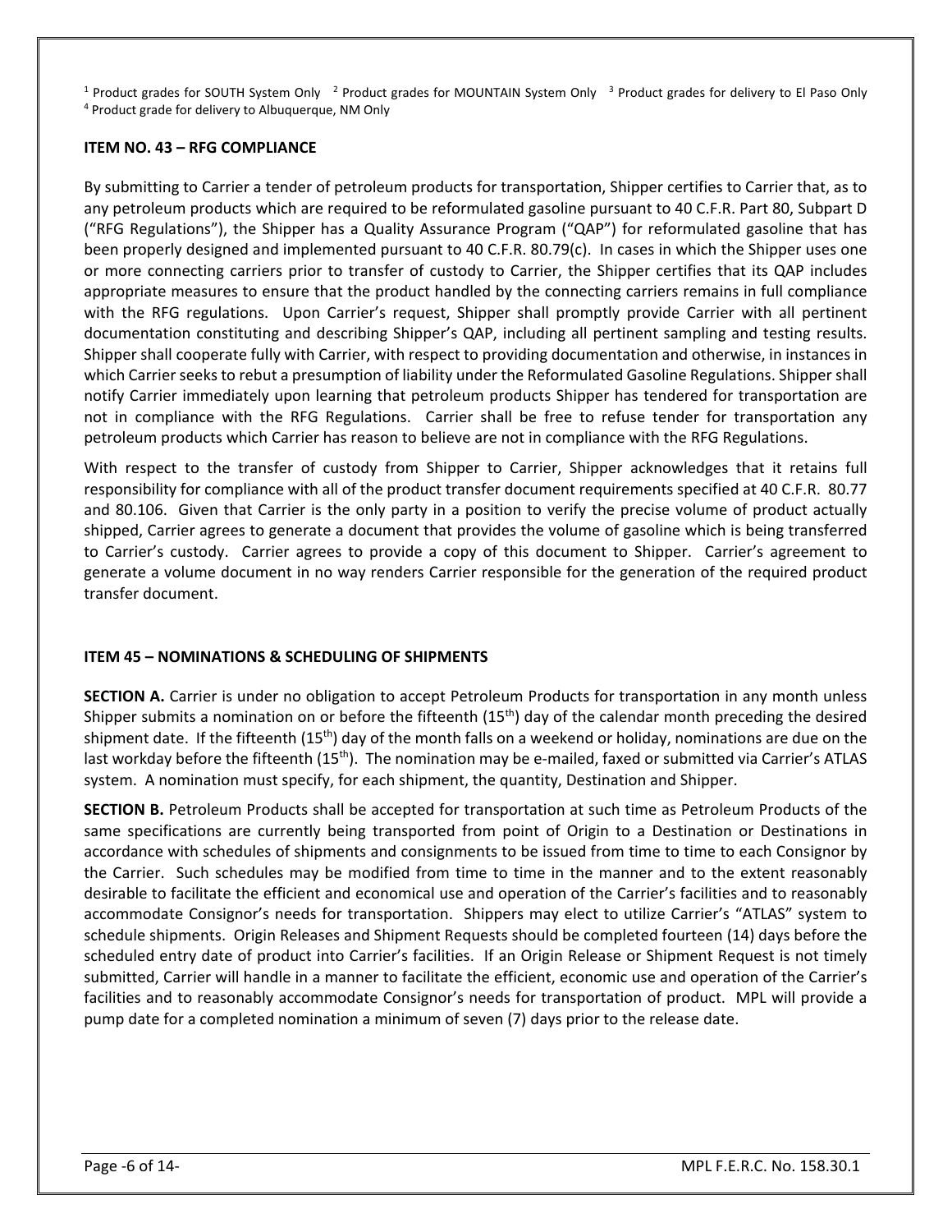[1] Product grades for SOUTH System Only [2] Product grades for MOUNTAIN System Only [3] Product grades for delivery to El Paso Only
[4] Product grade for delivery to Albuquerque, NM Only

**ITEM NO. 43 – RFG COMPLIANCE**

By submitting to Carrier a tender of petroleum products for transportation, Shipper certifies to Carrier that, as to any petroleum products which are required to be reformulated gasoline pursuant to 40 C.F.R. Part 80, Subpart D ("RFG Regulations"), the Shipper has a Quality Assurance Program ("QAP") for reformulated gasoline that has been properly designed and implemented pursuant to 40 C.F.R. 80.79(c). In cases in which the Shipper uses one or more connecting carriers prior to transfer of custody to Carrier, the Shipper certifies that its QAP includes appropriate measures to ensure that the product handled by the connecting carriers remains in full compliance with the RFG regulations. Upon Carrier's request, Shipper shall promptly provide Carrier with all pertinent documentation constituting and describing Shipper's QAP, including all pertinent sampling and testing results. Shipper shall cooperate fully with Carrier, with respect to providing documentation and otherwise, in instances in which Carrier seeks to rebut a presumption of liability under the Reformulated Gasoline Regulations. Shipper shall notify Carrier immediately upon learning that petroleum products Shipper has tendered for transportation are not in compliance with the RFG Regulations. Carrier shall be free to refuse tender for transportation any petroleum products which Carrier has reason to believe are not in compliance with the RFG Regulations.

With respect to the transfer of custody from Shipper to Carrier, Shipper acknowledges that it retains full responsibility for compliance with all of the product transfer document requirements specified at 40 C.F.R. 80.77 and 80.106. Given that Carrier is the only party in a position to verify the precise volume of product actually shipped, Carrier agrees to generate a document that provides the volume of gasoline which is being transferred to Carrier's custody. Carrier agrees to provide a copy of this document to Shipper. Carrier's agreement to generate a volume document in no way renders Carrier responsible for the generation of the required product transfer document.

**ITEM 45 – NOMINATIONS & SCHEDULING OF SHIPMENTS**

**SECTION A.** Carrier is under no obligation to accept Petroleum Products for transportation in any month unless Shipper submits a nomination on or before the fifteenth (15th) day of the calendar month preceding the desired shipment date. If the fifteenth (15th) day of the month falls on a weekend or holiday, nominations are due on the last workday before the fifteenth (15th). The nomination may be e-mailed, faxed or submitted via Carrier's ATLAS system. A nomination must specify, for each shipment, the quantity, Destination and Shipper.

**SECTION B.** Petroleum Products shall be accepted for transportation at such time as Petroleum Products of the same specifications are currently being transported from point of Origin to a Destination or Destinations in accordance with schedules of shipments and consignments to be issued from time to time to each Consignor by the Carrier. Such schedules may be modified from time to time in the manner and to the extent reasonably desirable to facilitate the efficient and economical use and operation of the Carrier's facilities and to reasonably accommodate Consignor's needs for transportation. Shippers may elect to utilize Carrier's "ATLAS" system to schedule shipments. Origin Releases and Shipment Requests should be completed fourteen (14) days before the scheduled entry date of product into Carrier's facilities. If an Origin Release or Shipment Request is not timely submitted, Carrier will handle in a manner to facilitate the efficient, economic use and operation of the Carrier's facilities and to reasonably accommodate Consignor's needs for transportation of product. MPL will provide a pump date for a completed nomination a minimum of seven (7) days prior to the release date.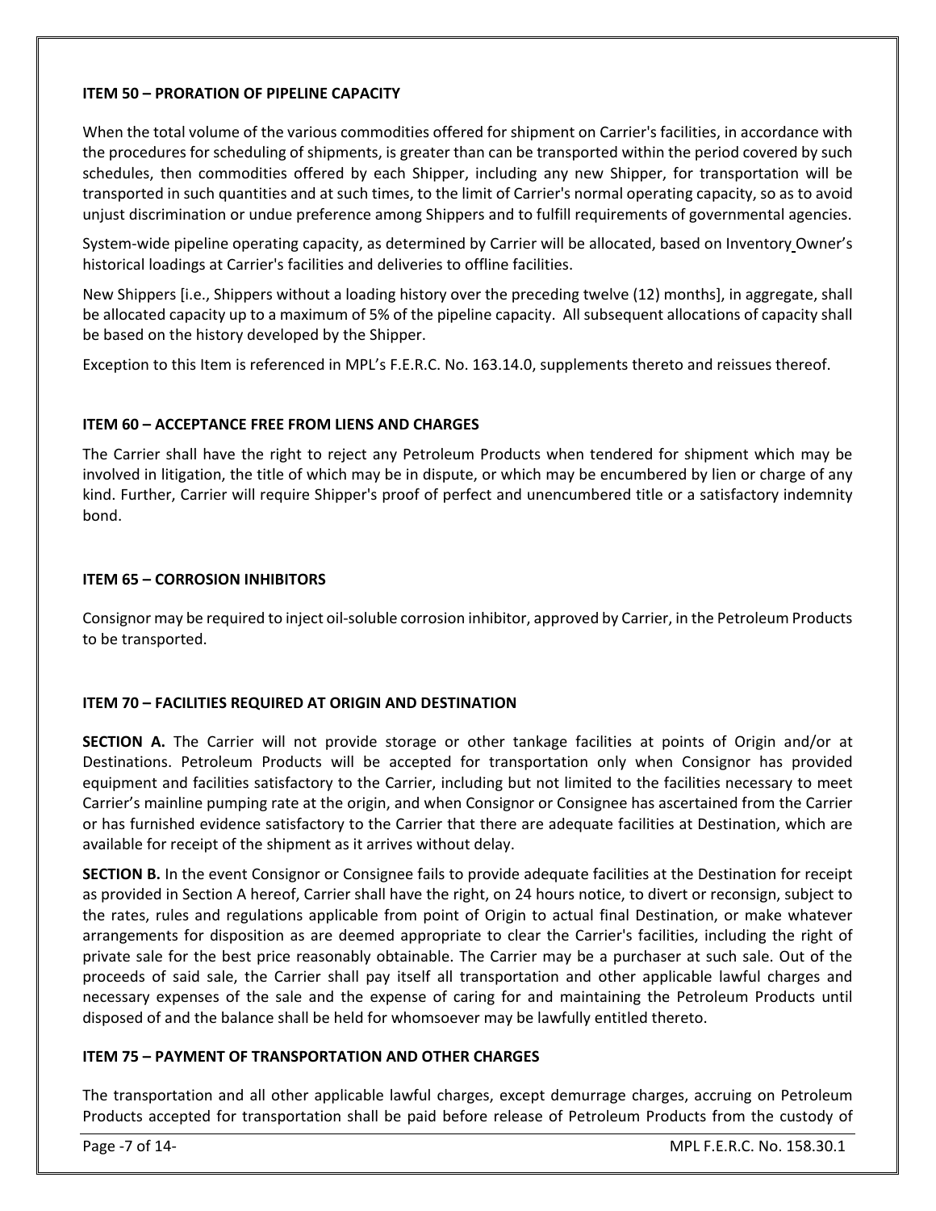### ITEM 50 – PRORATION OF PIPELINE CAPACITY

When the total volume of the various commodities offered for shipment on Carrier's facilities, in accordance with the procedures for scheduling of shipments, is greater than can be transported within the period covered by such schedules, then commodities offered by each Shipper, including any new Shipper, for transportation will be transported in such quantities and at such times, to the limit of Carrier's normal operating capacity, so as to avoid unjust discrimination or undue preference among Shippers and to fulfill requirements of governmental agencies.

System-wide pipeline operating capacity, as determined by Carrier will be allocated, based on Inventory Owner's historical loadings at Carrier's facilities and deliveries to offline facilities.

New Shippers [i.e., Shippers without a loading history over the preceding twelve (12) months], in aggregate, shall be allocated capacity up to a maximum of 5% of the pipeline capacity. All subsequent allocations of capacity shall be based on the history developed by the Shipper.

Exception to this Item is referenced in MPL's F.E.R.C. No. 163.14.0, supplements thereto and reissues thereof.

### ITEM 60 – ACCEPTANCE FREE FROM LIENS AND CHARGES

The Carrier shall have the right to reject any Petroleum Products when tendered for shipment which may be involved in litigation, the title of which may be in dispute, or which may be encumbered by lien or charge of any kind. Further, Carrier will require Shipper's proof of perfect and unencumbered title or a satisfactory indemnity bond.

### ITEM 65 – CORROSION INHIBITORS

Consignor may be required to inject oil-soluble corrosion inhibitor, approved by Carrier, in the Petroleum Products to be transported.

### ITEM 70 – FACILITIES REQUIRED AT ORIGIN AND DESTINATION

**SECTION A.** The Carrier will not provide storage or other tankage facilities at points of Origin and/or at Destinations. Petroleum Products will be accepted for transportation only when Consignor has provided equipment and facilities satisfactory to the Carrier, including but not limited to the facilities necessary to meet Carrier's mainline pumping rate at the origin, and when Consignor or Consignee has ascertained from the Carrier or has furnished evidence satisfactory to the Carrier that there are adequate facilities at Destination, which are available for receipt of the shipment as it arrives without delay.

**SECTION B.** In the event Consignor or Consignee fails to provide adequate facilities at the Destination for receipt as provided in Section A hereof, Carrier shall have the right, on 24 hours notice, to divert or reconsign, subject to the rates, rules and regulations applicable from point of Origin to actual final Destination, or make whatever arrangements for disposition as are deemed appropriate to clear the Carrier's facilities, including the right of private sale for the best price reasonably obtainable. The Carrier may be a purchaser at such sale. Out of the proceeds of said sale, the Carrier shall pay itself all transportation and other applicable lawful charges and necessary expenses of the sale and the expense of caring for and maintaining the Petroleum Products until disposed of and the balance shall be held for whomsoever may be lawfully entitled thereto.

### ITEM 75 – PAYMENT OF TRANSPORTATION AND OTHER CHARGES

The transportation and all other applicable lawful charges, except demurrage charges, accruing on Petroleum Products accepted for transportation shall be paid before release of Petroleum Products from the custody of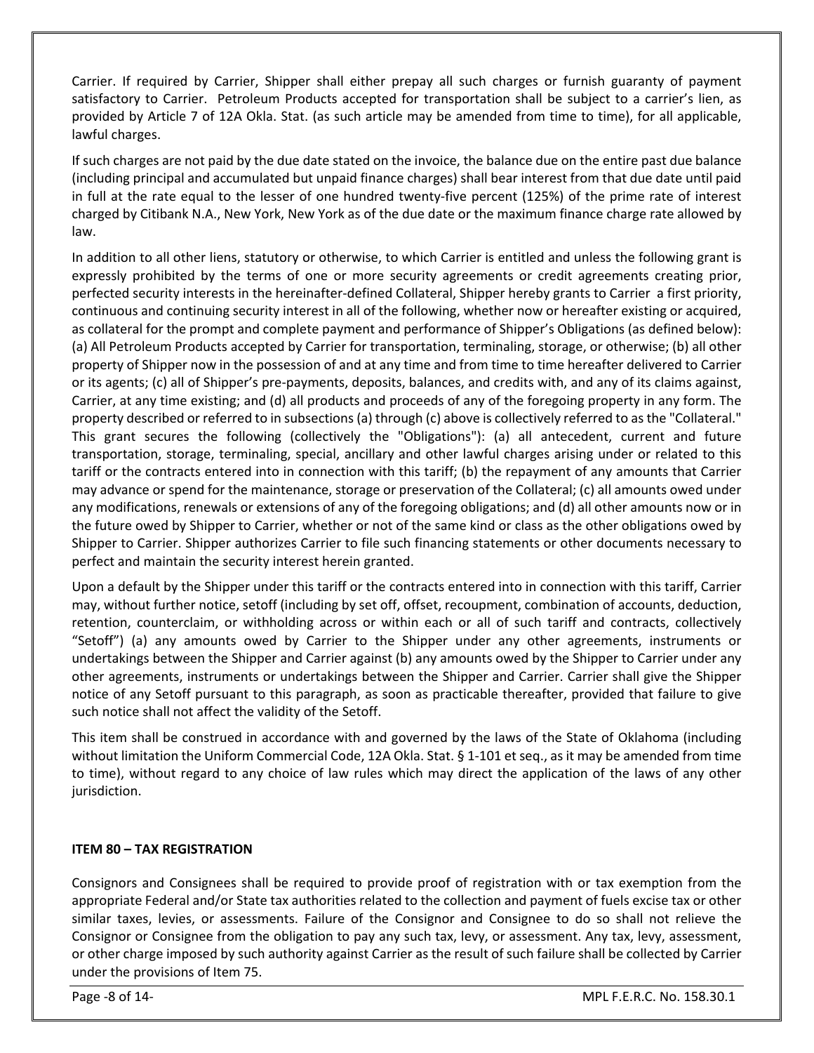Carrier. If required by Carrier, Shipper shall either prepay all such charges or furnish guaranty of payment satisfactory to Carrier. Petroleum Products accepted for transportation shall be subject to a carrier's lien, as provided by Article 7 of 12A Okla. Stat. (as such article may be amended from time to time), for all applicable, lawful charges.

If such charges are not paid by the due date stated on the invoice, the balance due on the entire past due balance (including principal and accumulated but unpaid finance charges) shall bear interest from that due date until paid in full at the rate equal to the lesser of one hundred twenty-five percent (125%) of the prime rate of interest charged by Citibank N.A., New York, New York as of the due date or the maximum finance charge rate allowed by law.

In addition to all other liens, statutory or otherwise, to which Carrier is entitled and unless the following grant is expressly prohibited by the terms of one or more security agreements or credit agreements creating prior, perfected security interests in the hereinafter-defined Collateral, Shipper hereby grants to Carrier a first priority, continuous and continuing security interest in all of the following, whether now or hereafter existing or acquired, as collateral for the prompt and complete payment and performance of Shipper's Obligations (as defined below): (a) All Petroleum Products accepted by Carrier for transportation, terminaling, storage, or otherwise; (b) all other property of Shipper now in the possession of and at any time and from time to time hereafter delivered to Carrier or its agents; (c) all of Shipper's pre-payments, deposits, balances, and credits with, and any of its claims against, Carrier, at any time existing; and (d) all products and proceeds of any of the foregoing property in any form. The property described or referred to in subsections (a) through (c) above is collectively referred to as the "Collateral." This grant secures the following (collectively the "Obligations"): (a) all antecedent, current and future transportation, storage, terminaling, special, ancillary and other lawful charges arising under or related to this tariff or the contracts entered into in connection with this tariff; (b) the repayment of any amounts that Carrier may advance or spend for the maintenance, storage or preservation of the Collateral; (c) all amounts owed under any modifications, renewals or extensions of any of the foregoing obligations; and (d) all other amounts now or in the future owed by Shipper to Carrier, whether or not of the same kind or class as the other obligations owed by Shipper to Carrier. Shipper authorizes Carrier to file such financing statements or other documents necessary to perfect and maintain the security interest herein granted.

Upon a default by the Shipper under this tariff or the contracts entered into in connection with this tariff, Carrier may, without further notice, setoff (including by set off, offset, recoupment, combination of accounts, deduction, retention, counterclaim, or withholding across or within each or all of such tariff and contracts, collectively "Setoff") (a) any amounts owed by Carrier to the Shipper under any other agreements, instruments or undertakings between the Shipper and Carrier against (b) any amounts owed by the Shipper to Carrier under any other agreements, instruments or undertakings between the Shipper and Carrier. Carrier shall give the Shipper notice of any Setoff pursuant to this paragraph, as soon as practicable thereafter, provided that failure to give such notice shall not affect the validity of the Setoff.

This item shall be construed in accordance with and governed by the laws of the State of Oklahoma (including without limitation the Uniform Commercial Code, 12A Okla. Stat. § 1-101 et seq., as it may be amended from time to time), without regard to any choice of law rules which may direct the application of the laws of any other jurisdiction.

**ITEM 80 – TAX REGISTRATION**

Consignors and Consignees shall be required to provide proof of registration with or tax exemption from the appropriate Federal and/or State tax authorities related to the collection and payment of fuels excise tax or other similar taxes, levies, or assessments. Failure of the Consignor and Consignee to do so shall not relieve the Consignor or Consignee from the obligation to pay any such tax, levy, or assessment. Any tax, levy, assessment, or other charge imposed by such authority against Carrier as the result of such failure shall be collected by Carrier under the provisions of Item 75.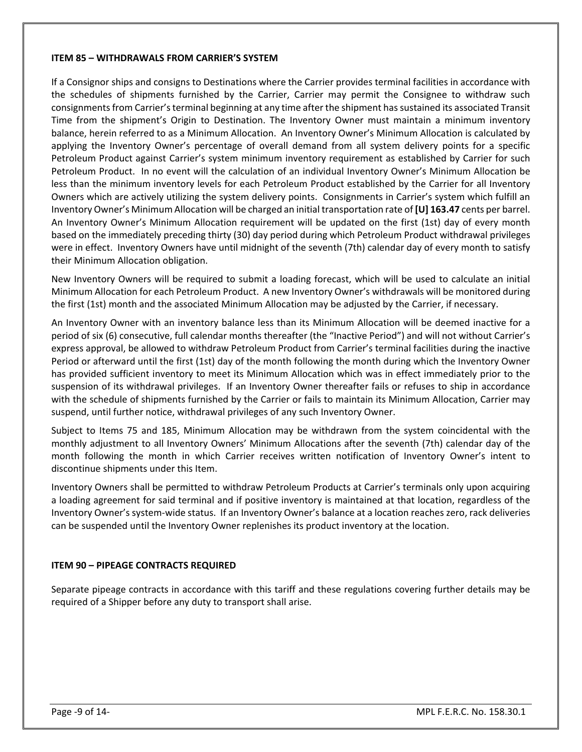### ITEM 85 – WITHDRAWALS FROM CARRIER'S SYSTEM

If a Consignor ships and consigns to Destinations where the Carrier provides terminal facilities in accordance with the schedules of shipments furnished by the Carrier, Carrier may permit the Consignee to withdraw such consignments from Carrier's terminal beginning at any time after the shipment has sustained its associated Transit Time from the shipment's Origin to Destination. The Inventory Owner must maintain a minimum inventory balance, herein referred to as a Minimum Allocation. An Inventory Owner's Minimum Allocation is calculated by applying the Inventory Owner's percentage of overall demand from all system delivery points for a specific Petroleum Product against Carrier's system minimum inventory requirement as established by Carrier for such Petroleum Product. In no event will the calculation of an individual Inventory Owner's Minimum Allocation be less than the minimum inventory levels for each Petroleum Product established by the Carrier for all Inventory Owners which are actively utilizing the system delivery points. Consignments in Carrier's system which fulfill an Inventory Owner's Minimum Allocation will be charged an initial transportation rate of **[U] 163.47** cents per barrel. An Inventory Owner's Minimum Allocation requirement will be updated on the first (1st) day of every month based on the immediately preceding thirty (30) day period during which Petroleum Product withdrawal privileges were in effect. Inventory Owners have until midnight of the seventh (7th) calendar day of every month to satisfy their Minimum Allocation obligation.

New Inventory Owners will be required to submit a loading forecast, which will be used to calculate an initial Minimum Allocation for each Petroleum Product. A new Inventory Owner's withdrawals will be monitored during the first (1st) month and the associated Minimum Allocation may be adjusted by the Carrier, if necessary.

An Inventory Owner with an inventory balance less than its Minimum Allocation will be deemed inactive for a period of six (6) consecutive, full calendar months thereafter (the "Inactive Period") and will not without Carrier's express approval, be allowed to withdraw Petroleum Product from Carrier's terminal facilities during the inactive Period or afterward until the first (1st) day of the month following the month during which the Inventory Owner has provided sufficient inventory to meet its Minimum Allocation which was in effect immediately prior to the suspension of its withdrawal privileges. If an Inventory Owner thereafter fails or refuses to ship in accordance with the schedule of shipments furnished by the Carrier or fails to maintain its Minimum Allocation, Carrier may suspend, until further notice, withdrawal privileges of any such Inventory Owner.

Subject to Items 75 and 185, Minimum Allocation may be withdrawn from the system coincidental with the monthly adjustment to all Inventory Owners' Minimum Allocations after the seventh (7th) calendar day of the month following the month in which Carrier receives written notification of Inventory Owner's intent to discontinue shipments under this Item.

Inventory Owners shall be permitted to withdraw Petroleum Products at Carrier's terminals only upon acquiring a loading agreement for said terminal and if positive inventory is maintained at that location, regardless of the Inventory Owner's system-wide status. If an Inventory Owner's balance at a location reaches zero, rack deliveries can be suspended until the Inventory Owner replenishes its product inventory at the location.

### ITEM 90 – PIPEAGE CONTRACTS REQUIRED

Separate pipeage contracts in accordance with this tariff and these regulations covering further details may be required of a Shipper before any duty to transport shall arise.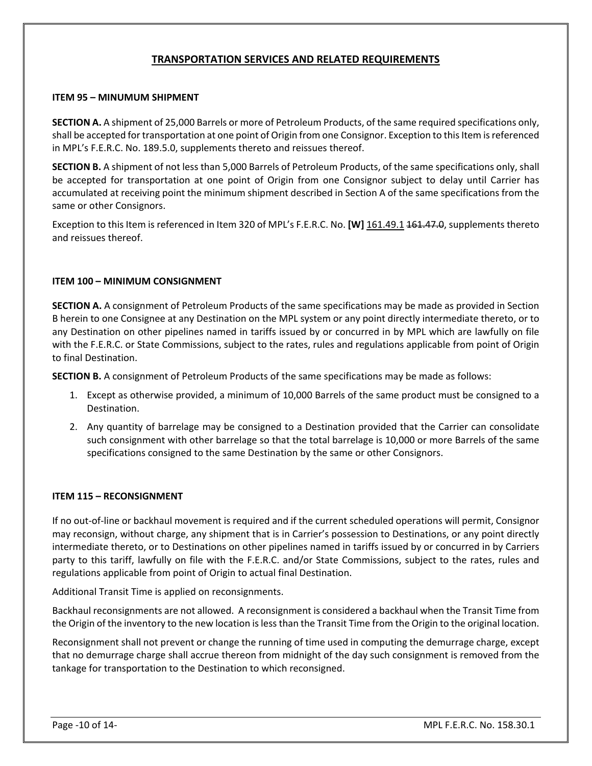## TRANSPORTATION SERVICES AND RELATED REQUIREMENTS

### ITEM 95 – MINUMUM SHIPMENT

**SECTION A.** A shipment of 25,000 Barrels or more of Petroleum Products, of the same required specifications only, shall be accepted for transportation at one point of Origin from one Consignor. Exception to this Item is referenced in MPL's F.E.R.C. No. 189.5.0, supplements thereto and reissues thereof.

**SECTION B.** A shipment of not less than 5,000 Barrels of Petroleum Products, of the same specifications only, shall be accepted for transportation at one point of Origin from one Consignor subject to delay until Carrier has accumulated at receiving point the minimum shipment described in Section A of the same specifications from the same or other Consignors.

Exception to this Item is referenced in Item 320 of MPL's F.E.R.C. No. **[W]** 161.49.1 ~~161.47.0~~, supplements thereto and reissues thereof.

### ITEM 100 – MINIMUM CONSIGNMENT

**SECTION A.** A consignment of Petroleum Products of the same specifications may be made as provided in Section B herein to one Consignee at any Destination on the MPL system or any point directly intermediate thereto, or to any Destination on other pipelines named in tariffs issued by or concurred in by MPL which are lawfully on file with the F.E.R.C. or State Commissions, subject to the rates, rules and regulations applicable from point of Origin to final Destination.

**SECTION B.** A consignment of Petroleum Products of the same specifications may be made as follows:

1. Except as otherwise provided, a minimum of 10,000 Barrels of the same product must be consigned to a Destination.
2. Any quantity of barrelage may be consigned to a Destination provided that the Carrier can consolidate such consignment with other barrelage so that the total barrelage is 10,000 or more Barrels of the same specifications consigned to the same Destination by the same or other Consignors.

### ITEM 115 – RECONSIGNMENT

If no out-of-line or backhaul movement is required and if the current scheduled operations will permit, Consignor may reconsign, without charge, any shipment that is in Carrier's possession to Destinations, or any point directly intermediate thereto, or to Destinations on other pipelines named in tariffs issued by or concurred in by Carriers party to this tariff, lawfully on file with the F.E.R.C. and/or State Commissions, subject to the rates, rules and regulations applicable from point of Origin to actual final Destination.

Additional Transit Time is applied on reconsignments.

Backhaul reconsignments are not allowed. A reconsignment is considered a backhaul when the Transit Time from the Origin of the inventory to the new location is less than the Transit Time from the Origin to the original location.

Reconsignment shall not prevent or change the running of time used in computing the demurrage charge, except that no demurrage charge shall accrue thereon from midnight of the day such consignment is removed from the tankage for transportation to the Destination to which reconsigned.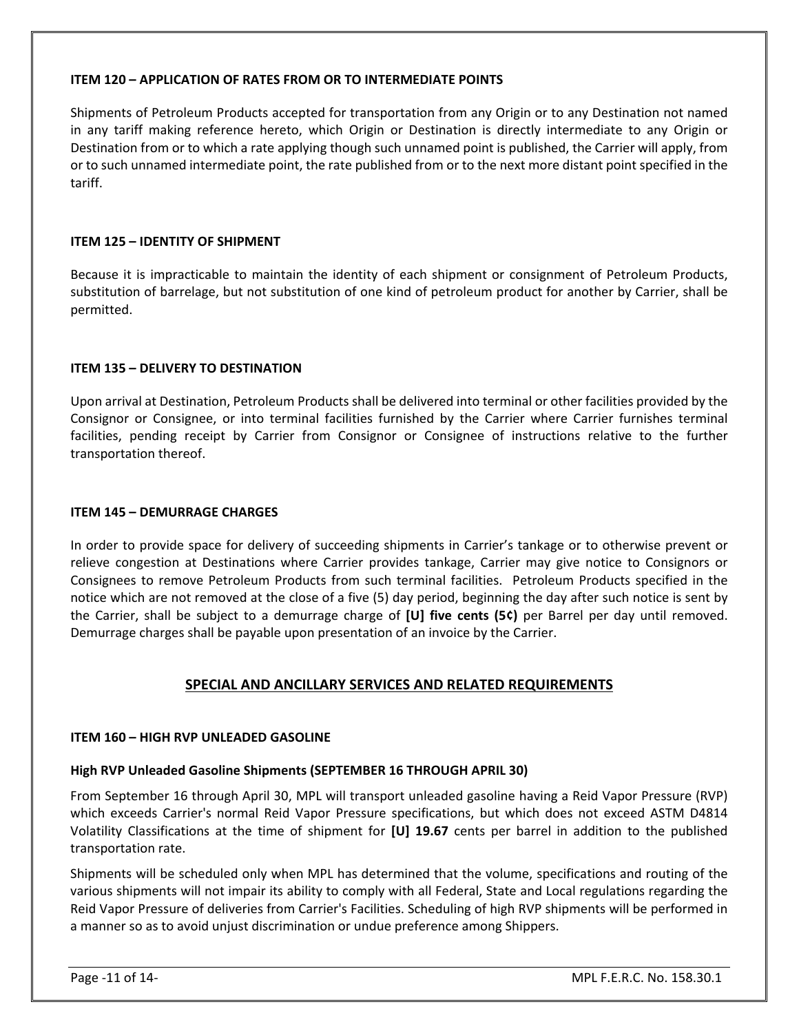**ITEM 120 – APPLICATION OF RATES FROM OR TO INTERMEDIATE POINTS**

Shipments of Petroleum Products accepted for transportation from any Origin or to any Destination not named in any tariff making reference hereto, which Origin or Destination is directly intermediate to any Origin or Destination from or to which a rate applying though such unnamed point is published, the Carrier will apply, from or to such unnamed intermediate point, the rate published from or to the next more distant point specified in the tariff.

**ITEM 125 – IDENTITY OF SHIPMENT**

Because it is impracticable to maintain the identity of each shipment or consignment of Petroleum Products, substitution of barrelage, but not substitution of one kind of petroleum product for another by Carrier, shall be permitted.

**ITEM 135 – DELIVERY TO DESTINATION**

Upon arrival at Destination, Petroleum Products shall be delivered into terminal or other facilities provided by the Consignor or Consignee, or into terminal facilities furnished by the Carrier where Carrier furnishes terminal facilities, pending receipt by Carrier from Consignor or Consignee of instructions relative to the further transportation thereof.

**ITEM 145 – DEMURRAGE CHARGES**

In order to provide space for delivery of succeeding shipments in Carrier's tankage or to otherwise prevent or relieve congestion at Destinations where Carrier provides tankage, Carrier may give notice to Consignors or Consignees to remove Petroleum Products from such terminal facilities. Petroleum Products specified in the notice which are not removed at the close of a five (5) day period, beginning the day after such notice is sent by the Carrier, shall be subject to a demurrage charge of **[U] five cents (5¢)** per Barrel per day until removed. Demurrage charges shall be payable upon presentation of an invoice by the Carrier.

## SPECIAL AND ANCILLARY SERVICES AND RELATED REQUIREMENTS

**ITEM 160 – HIGH RVP UNLEADED GASOLINE**

**High RVP Unleaded Gasoline Shipments (SEPTEMBER 16 THROUGH APRIL 30)**

From September 16 through April 30, MPL will transport unleaded gasoline having a Reid Vapor Pressure (RVP) which exceeds Carrier's normal Reid Vapor Pressure specifications, but which does not exceed ASTM D4814 Volatility Classifications at the time of shipment for **[U] 19.67** cents per barrel in addition to the published transportation rate.

Shipments will be scheduled only when MPL has determined that the volume, specifications and routing of the various shipments will not impair its ability to comply with all Federal, State and Local regulations regarding the Reid Vapor Pressure of deliveries from Carrier's Facilities. Scheduling of high RVP shipments will be performed in a manner so as to avoid unjust discrimination or undue preference among Shippers.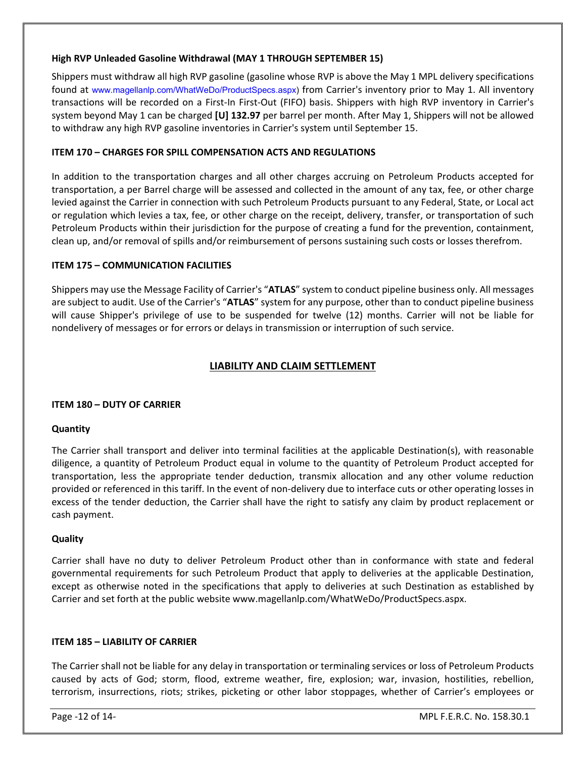**High RVP Unleaded Gasoline Withdrawal (MAY 1 THROUGH SEPTEMBER 15)**

Shippers must withdraw all high RVP gasoline (gasoline whose RVP is above the May 1 MPL delivery specifications found at www.magellanlp.com/WhatWeDo/ProductSpecs.aspx) from Carrier's inventory prior to May 1. All inventory transactions will be recorded on a First-In First-Out (FIFO) basis. Shippers with high RVP inventory in Carrier's system beyond May 1 can be charged **[U] 132.97** per barrel per month. After May 1, Shippers will not be allowed to withdraw any high RVP gasoline inventories in Carrier's system until September 15.

**ITEM 170 – CHARGES FOR SPILL COMPENSATION ACTS AND REGULATIONS**

In addition to the transportation charges and all other charges accruing on Petroleum Products accepted for transportation, a per Barrel charge will be assessed and collected in the amount of any tax, fee, or other charge levied against the Carrier in connection with such Petroleum Products pursuant to any Federal, State, or Local act or regulation which levies a tax, fee, or other charge on the receipt, delivery, transfer, or transportation of such Petroleum Products within their jurisdiction for the purpose of creating a fund for the prevention, containment, clean up, and/or removal of spills and/or reimbursement of persons sustaining such costs or losses therefrom.

**ITEM 175 – COMMUNICATION FACILITIES**

Shippers may use the Message Facility of Carrier's "**ATLAS**" system to conduct pipeline business only. All messages are subject to audit. Use of the Carrier's "**ATLAS**" system for any purpose, other than to conduct pipeline business will cause Shipper's privilege of use to be suspended for twelve (12) months. Carrier will not be liable for nondelivery of messages or for errors or delays in transmission or interruption of such service.

## LIABILITY AND CLAIM SETTLEMENT

**ITEM 180 – DUTY OF CARRIER**

**Quantity**

The Carrier shall transport and deliver into terminal facilities at the applicable Destination(s), with reasonable diligence, a quantity of Petroleum Product equal in volume to the quantity of Petroleum Product accepted for transportation, less the appropriate tender deduction, transmix allocation and any other volume reduction provided or referenced in this tariff. In the event of non-delivery due to interface cuts or other operating losses in excess of the tender deduction, the Carrier shall have the right to satisfy any claim by product replacement or cash payment.

**Quality**

Carrier shall have no duty to deliver Petroleum Product other than in conformance with state and federal governmental requirements for such Petroleum Product that apply to deliveries at the applicable Destination, except as otherwise noted in the specifications that apply to deliveries at such Destination as established by Carrier and set forth at the public website www.magellanlp.com/WhatWeDo/ProductSpecs.aspx.

**ITEM 185 – LIABILITY OF CARRIER**

The Carrier shall not be liable for any delay in transportation or terminaling services or loss of Petroleum Products caused by acts of God; storm, flood, extreme weather, fire, explosion; war, invasion, hostilities, rebellion, terrorism, insurrections, riots; strikes, picketing or other labor stoppages, whether of Carrier's employees or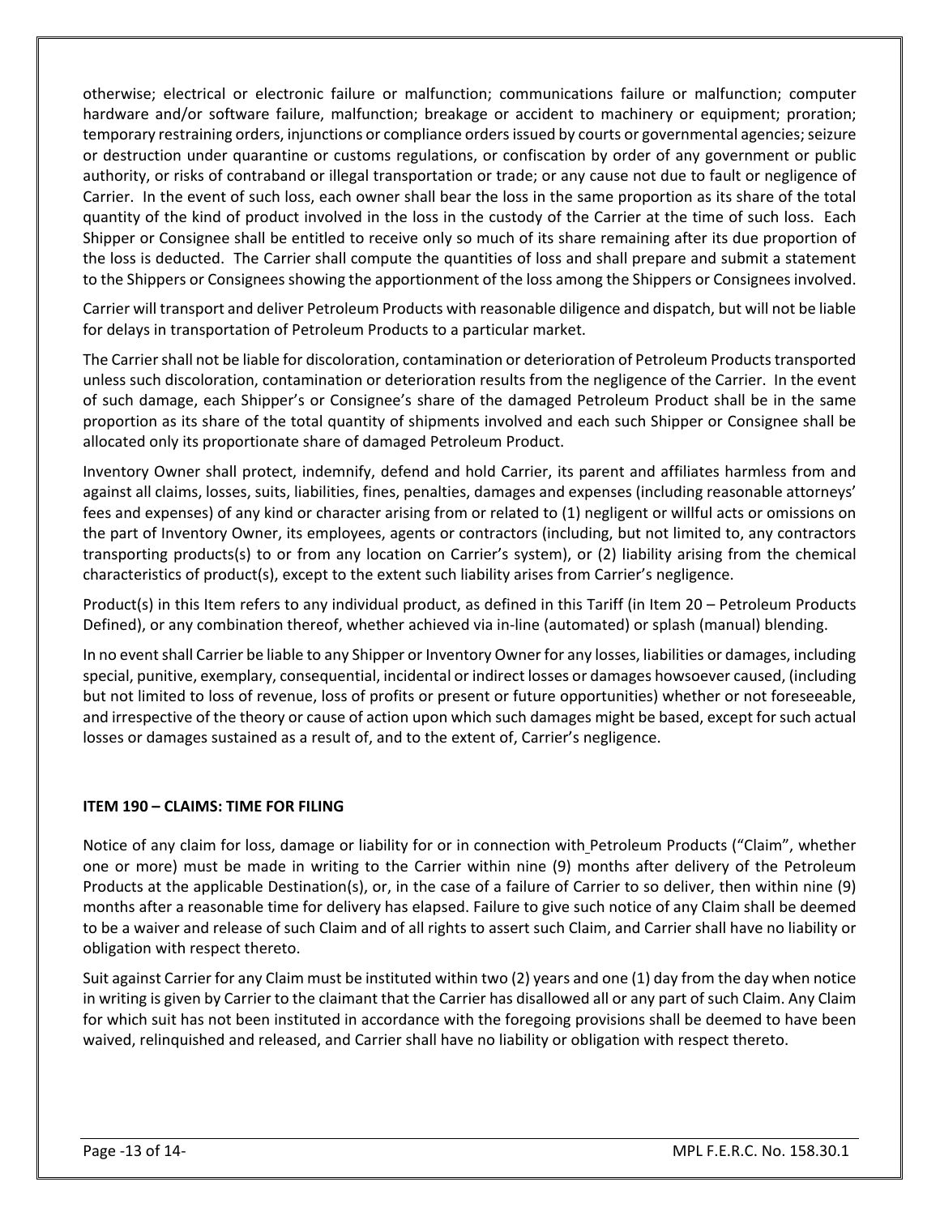otherwise; electrical or electronic failure or malfunction; communications failure or malfunction; computer hardware and/or software failure, malfunction; breakage or accident to machinery or equipment; proration; temporary restraining orders, injunctions or compliance orders issued by courts or governmental agencies; seizure or destruction under quarantine or customs regulations, or confiscation by order of any government or public authority, or risks of contraband or illegal transportation or trade; or any cause not due to fault or negligence of Carrier. In the event of such loss, each owner shall bear the loss in the same proportion as its share of the total quantity of the kind of product involved in the loss in the custody of the Carrier at the time of such loss. Each Shipper or Consignee shall be entitled to receive only so much of its share remaining after its due proportion of the loss is deducted. The Carrier shall compute the quantities of loss and shall prepare and submit a statement to the Shippers or Consignees showing the apportionment of the loss among the Shippers or Consignees involved.

Carrier will transport and deliver Petroleum Products with reasonable diligence and dispatch, but will not be liable for delays in transportation of Petroleum Products to a particular market.

The Carrier shall not be liable for discoloration, contamination or deterioration of Petroleum Products transported unless such discoloration, contamination or deterioration results from the negligence of the Carrier. In the event of such damage, each Shipper's or Consignee's share of the damaged Petroleum Product shall be in the same proportion as its share of the total quantity of shipments involved and each such Shipper or Consignee shall be allocated only its proportionate share of damaged Petroleum Product.

Inventory Owner shall protect, indemnify, defend and hold Carrier, its parent and affiliates harmless from and against all claims, losses, suits, liabilities, fines, penalties, damages and expenses (including reasonable attorneys' fees and expenses) of any kind or character arising from or related to (1) negligent or willful acts or omissions on the part of Inventory Owner, its employees, agents or contractors (including, but not limited to, any contractors transporting products(s) to or from any location on Carrier's system), or (2) liability arising from the chemical characteristics of product(s), except to the extent such liability arises from Carrier's negligence.

Product(s) in this Item refers to any individual product, as defined in this Tariff (in Item 20 – Petroleum Products Defined), or any combination thereof, whether achieved via in-line (automated) or splash (manual) blending.

In no event shall Carrier be liable to any Shipper or Inventory Owner for any losses, liabilities or damages, including special, punitive, exemplary, consequential, incidental or indirect losses or damages howsoever caused, (including but not limited to loss of revenue, loss of profits or present or future opportunities) whether or not foreseeable, and irrespective of the theory or cause of action upon which such damages might be based, except for such actual losses or damages sustained as a result of, and to the extent of, Carrier's negligence.

## ITEM 190 – CLAIMS: TIME FOR FILING

Notice of any claim for loss, damage or liability for or in connection with Petroleum Products ("Claim", whether one or more) must be made in writing to the Carrier within nine (9) months after delivery of the Petroleum Products at the applicable Destination(s), or, in the case of a failure of Carrier to so deliver, then within nine (9) months after a reasonable time for delivery has elapsed. Failure to give such notice of any Claim shall be deemed to be a waiver and release of such Claim and of all rights to assert such Claim, and Carrier shall have no liability or obligation with respect thereto.

Suit against Carrier for any Claim must be instituted within two (2) years and one (1) day from the day when notice in writing is given by Carrier to the claimant that the Carrier has disallowed all or any part of such Claim. Any Claim for which suit has not been instituted in accordance with the foregoing provisions shall be deemed to have been waived, relinquished and released, and Carrier shall have no liability or obligation with respect thereto.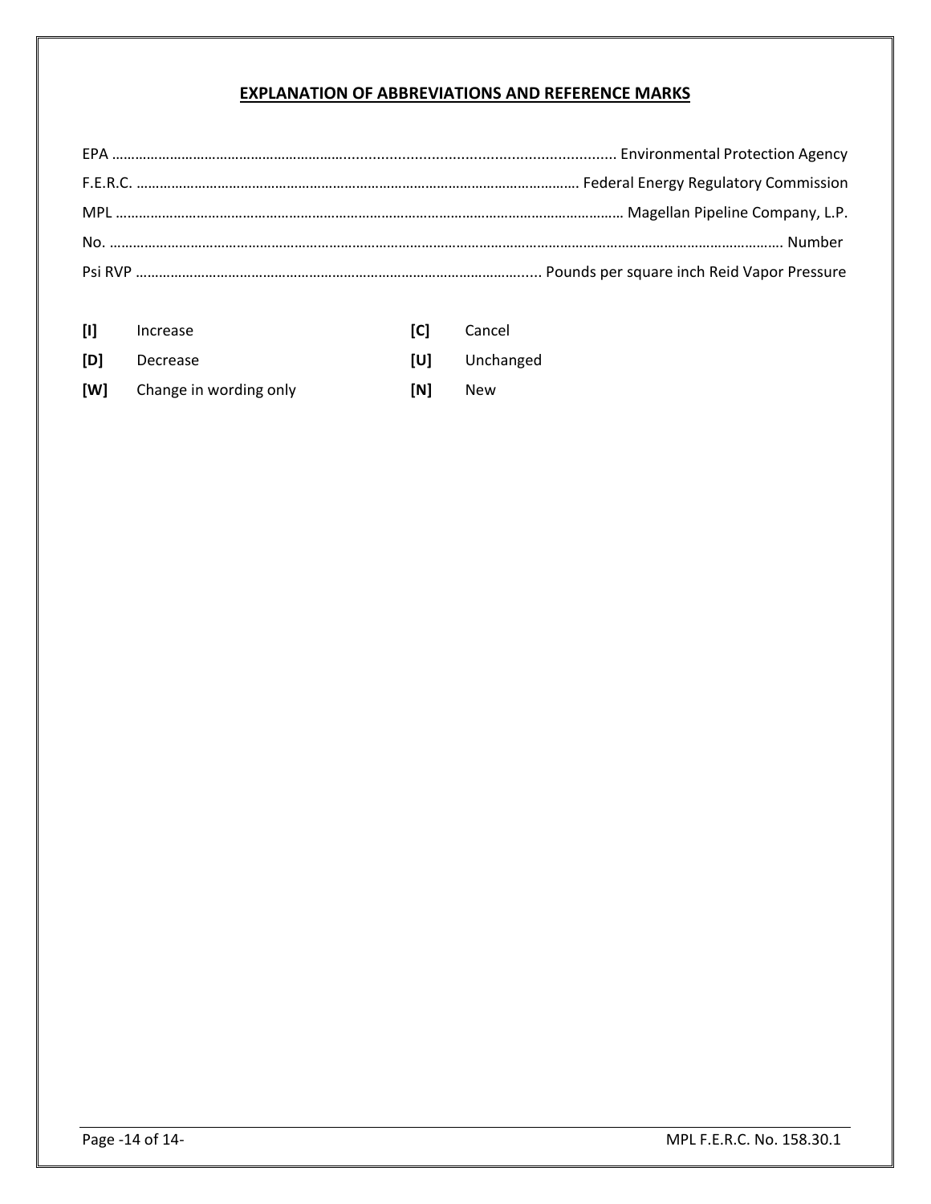## EXPLANATION OF ABBREVIATIONS AND REFERENCE MARKS

EPA ........................................................................................................ Environmental Protection Agency

F.E.R.C. ........................................................................................................ Federal Energy Regulatory Commission

MPL ........................................................................................................ Magellan Pipeline Company, L.P.

No. ........................................................................................................ Number

Psi RVP ........................................................................................................ Pounds per square inch Reid Vapor Pressure

| | | | |
|---|---|---|---|
| **[I]** | Increase | **[C]** | Cancel |
| **[D]** | Decrease | **[U]** | Unchanged |
| **[W]** | Change in wording only | **[N]** | New |